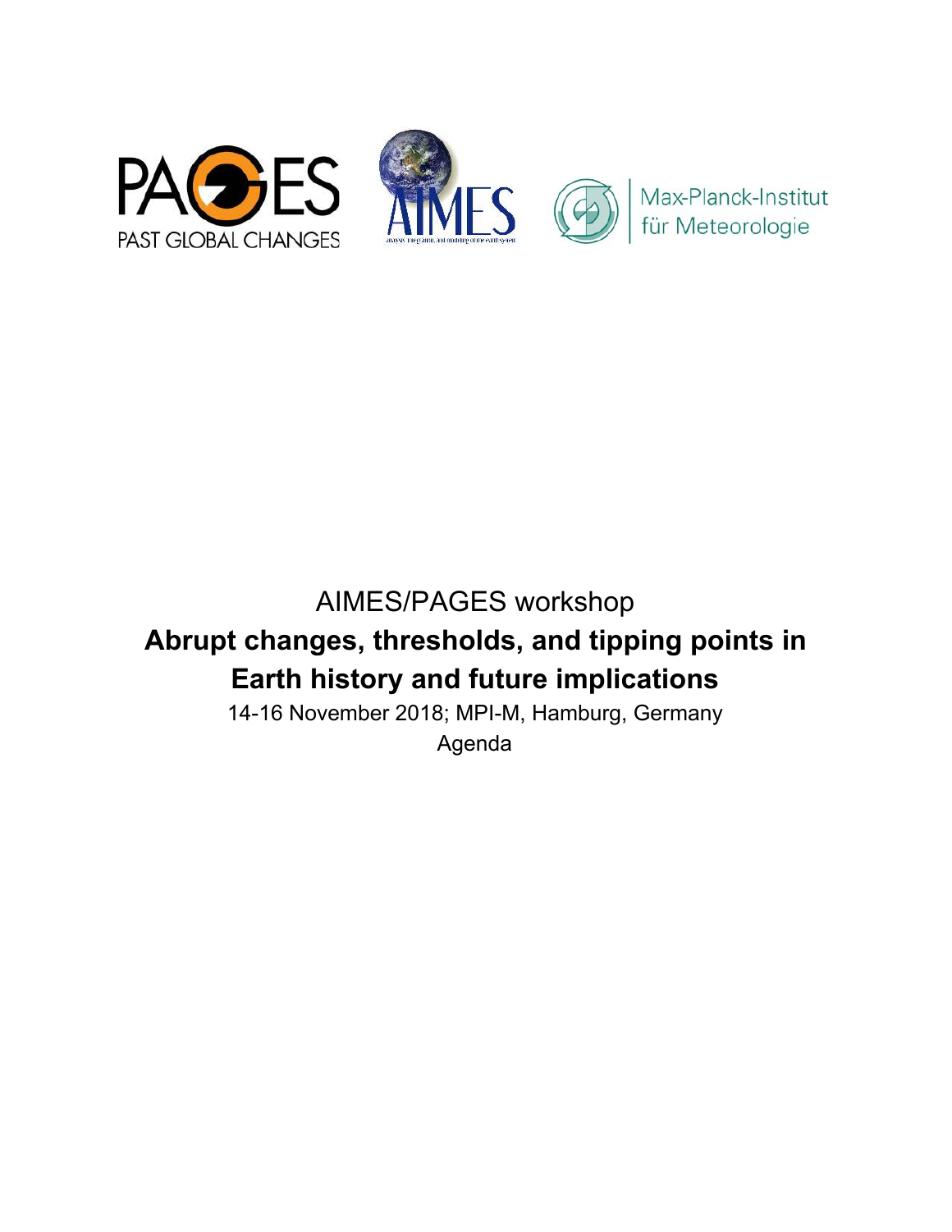AIMES/PAGES workshop

# Abrupt changes, thresholds, and tipping points in Earth history and future implications

14-16 November 2018; MPI-M, Hamburg, Germany

Agenda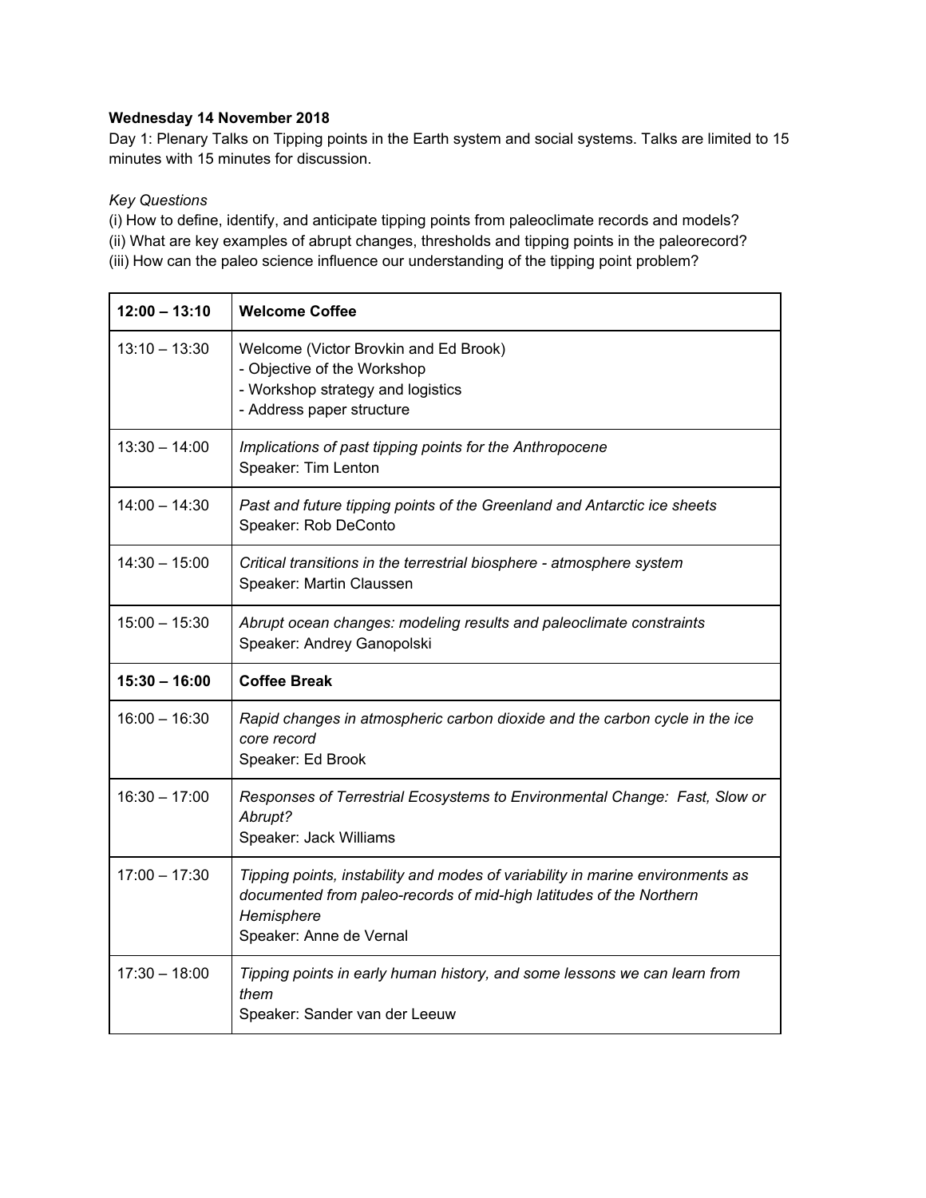**Wednesday 14 November 2018**

Day 1: Plenary Talks on Tipping points in the Earth system and social systems. Talks are limited to 15 minutes with 15 minutes for discussion.

*Key Questions*

(i) How to define, identify, and anticipate tipping points from paleoclimate records and models?
(ii) What are key examples of abrupt changes, thresholds and tipping points in the paleorecord?
(iii) How can the paleo science influence our understanding of the tipping point problem?

| **12:00 – 13:10** | **Welcome Coffee** |
|---|---|
| 13:10 – 13:30 | Welcome (Victor Brovkin and Ed Brook)<br>- Objective of the Workshop<br>- Workshop strategy and logistics<br>- Address paper structure |
| 13:30 – 14:00 | *Implications of past tipping points for the Anthropocene*<br>Speaker: Tim Lenton |
| 14:00 – 14:30 | *Past and future tipping points of the Greenland and Antarctic ice sheets*<br>Speaker: Rob DeConto |
| 14:30 – 15:00 | *Critical transitions in the terrestrial biosphere - atmosphere system*<br>Speaker: Martin Claussen |
| 15:00 – 15:30 | *Abrupt ocean changes: modeling results and paleoclimate constraints*<br>Speaker: Andrey Ganopolski |
| **15:30 – 16:00** | **Coffee Break** |
| 16:00 – 16:30 | *Rapid changes in atmospheric carbon dioxide and the carbon cycle in the ice core record*<br>Speaker: Ed Brook |
| 16:30 – 17:00 | *Responses of Terrestrial Ecosystems to Environmental Change: Fast, Slow or Abrupt?*<br>Speaker: Jack Williams |
| 17:00 – 17:30 | *Tipping points, instability and modes of variability in marine environments as documented from paleo-records of mid-high latitudes of the Northern Hemisphere*<br>Speaker: Anne de Vernal |
| 17:30 – 18:00 | *Tipping points in early human history, and some lessons we can learn from them*<br>Speaker: Sander van der Leeuw |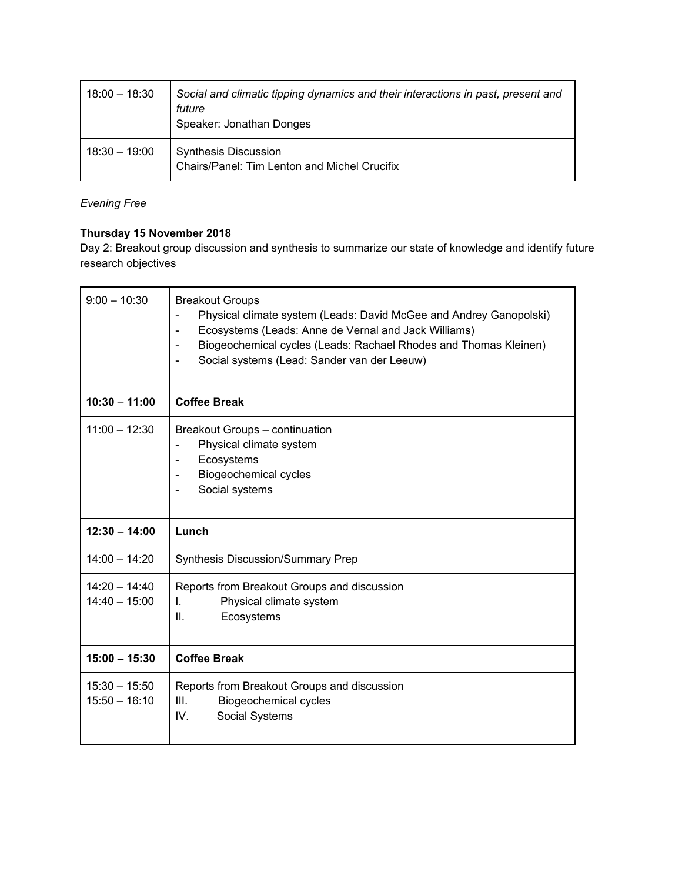| | |
|---|---|
| 18:00 – 18:30 | *Social and climatic tipping dynamics and their interactions in past, present and future*<br>Speaker: Jonathan Donges |
| 18:30 – 19:00 | Synthesis Discussion<br>Chairs/Panel: Tim Lenton and Michel Crucifix |

*Evening Free*

**Thursday 15 November 2018**

Day 2: Breakout group discussion and synthesis to summarize our state of knowledge and identify future research objectives

| | |
|---|---|
| 9:00 – 10:30 | Breakout Groups<br>- Physical climate system (Leads: David McGee and Andrey Ganopolski)<br>- Ecosystems (Leads: Anne de Vernal and Jack Williams)<br>- Biogeochemical cycles (Leads: Rachael Rhodes and Thomas Kleinen)<br>- Social systems (Lead: Sander van der Leeuw) |
| **10:30 – 11:00** | **Coffee Break** |
| 11:00 – 12:30 | Breakout Groups – continuation<br>- Physical climate system<br>- Ecosystems<br>- Biogeochemical cycles<br>- Social systems |
| **12:30 – 14:00** | **Lunch** |
| 14:00 – 14:20 | Synthesis Discussion/Summary Prep |
| 14:20 – 14:40<br>14:40 – 15:00 | Reports from Breakout Groups and discussion<br>I. Physical climate system<br>II. Ecosystems |
| **15:00 – 15:30** | **Coffee Break** |
| 15:30 – 15:50<br>15:50 – 16:10 | Reports from Breakout Groups and discussion<br>III. Biogeochemical cycles<br>IV. Social Systems |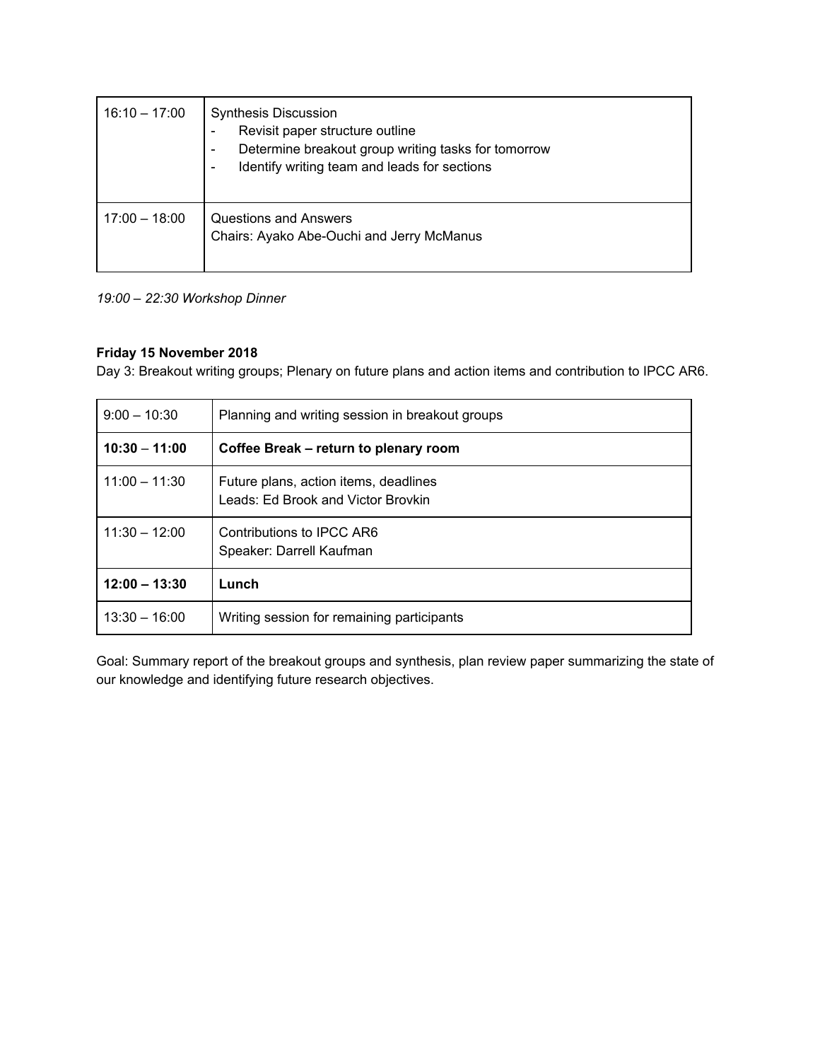| | |
|---|---|
| 16:10 – 17:00 | Synthesis Discussion<br>- Revisit paper structure outline<br>- Determine breakout group writing tasks for tomorrow<br>- Identify writing team and leads for sections |
| 17:00 – 18:00 | Questions and Answers<br>Chairs: Ayako Abe-Ouchi and Jerry McManus |

*19:00 – 22:30 Workshop Dinner*

**Friday 15 November 2018**

Day 3: Breakout writing groups; Plenary on future plans and action items and contribution to IPCC AR6.

| | |
|---|---|
| 9:00 – 10:30 | Planning and writing session in breakout groups |
| **10:30 – 11:00** | **Coffee Break – return to plenary room** |
| 11:00 – 11:30 | Future plans, action items, deadlines<br>Leads: Ed Brook and Victor Brovkin |
| 11:30 – 12:00 | Contributions to IPCC AR6<br>Speaker: Darrell Kaufman |
| **12:00 – 13:30** | **Lunch** |
| 13:30 – 16:00 | Writing session for remaining participants |

Goal: Summary report of the breakout groups and synthesis, plan review paper summarizing the state of our knowledge and identifying future research objectives.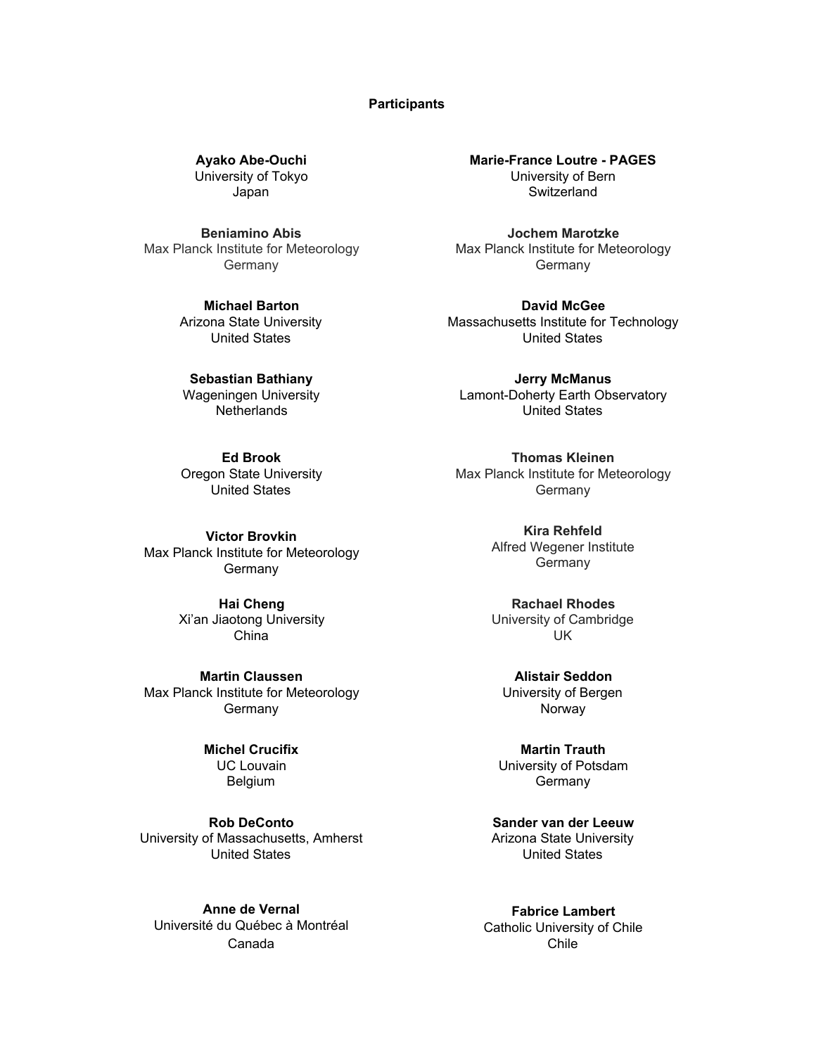**Participants**

**Ayako Abe-Ouchi**
University of Tokyo
Japan

**Beniamino Abis**
Max Planck Institute for Meteorology
Germany

**Michael Barton**
Arizona State University
United States

**Sebastian Bathiany**
Wageningen University
Netherlands

**Ed Brook**
Oregon State University
United States

**Victor Brovkin**
Max Planck Institute for Meteorology
Germany

**Hai Cheng**
Xi'an Jiaotong University
China

**Martin Claussen**
Max Planck Institute for Meteorology
Germany

**Michel Crucifix**
UC Louvain
Belgium

**Rob DeConto**
University of Massachusetts, Amherst
United States

**Anne de Vernal**
Université du Québec à Montréal
Canada

**Marie-France Loutre - PAGES**
University of Bern
Switzerland

**Jochem Marotzke**
Max Planck Institute for Meteorology
Germany

**David McGee**
Massachusetts Institute for Technology
United States

**Jerry McManus**
Lamont-Doherty Earth Observatory
United States

**Thomas Kleinen**
Max Planck Institute for Meteorology
Germany

**Kira Rehfeld**
Alfred Wegener Institute
Germany

**Rachael Rhodes**
University of Cambridge
UK

**Alistair Seddon**
University of Bergen
Norway

**Martin Trauth**
University of Potsdam
Germany

**Sander van der Leeuw**
Arizona State University
United States

**Fabrice Lambert**
Catholic University of Chile
Chile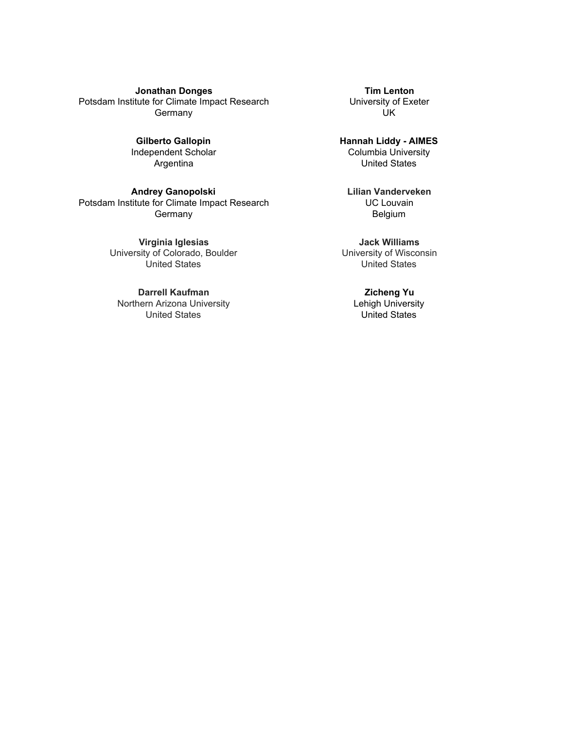**Jonathan Donges**
Potsdam Institute for Climate Impact Research
Germany

**Gilberto Gallopin**
Independent Scholar
Argentina

**Andrey Ganopolski**
Potsdam Institute for Climate Impact Research
Germany

**Virginia Iglesias**
University of Colorado, Boulder
United States

**Darrell Kaufman**
Northern Arizona University
United States

**Tim Lenton**
University of Exeter
UK

**Hannah Liddy - AIMES**
Columbia University
United States

**Lilian Vanderveken**
UC Louvain
Belgium

**Jack Williams**
University of Wisconsin
United States

**Zicheng Yu**
Lehigh University
United States